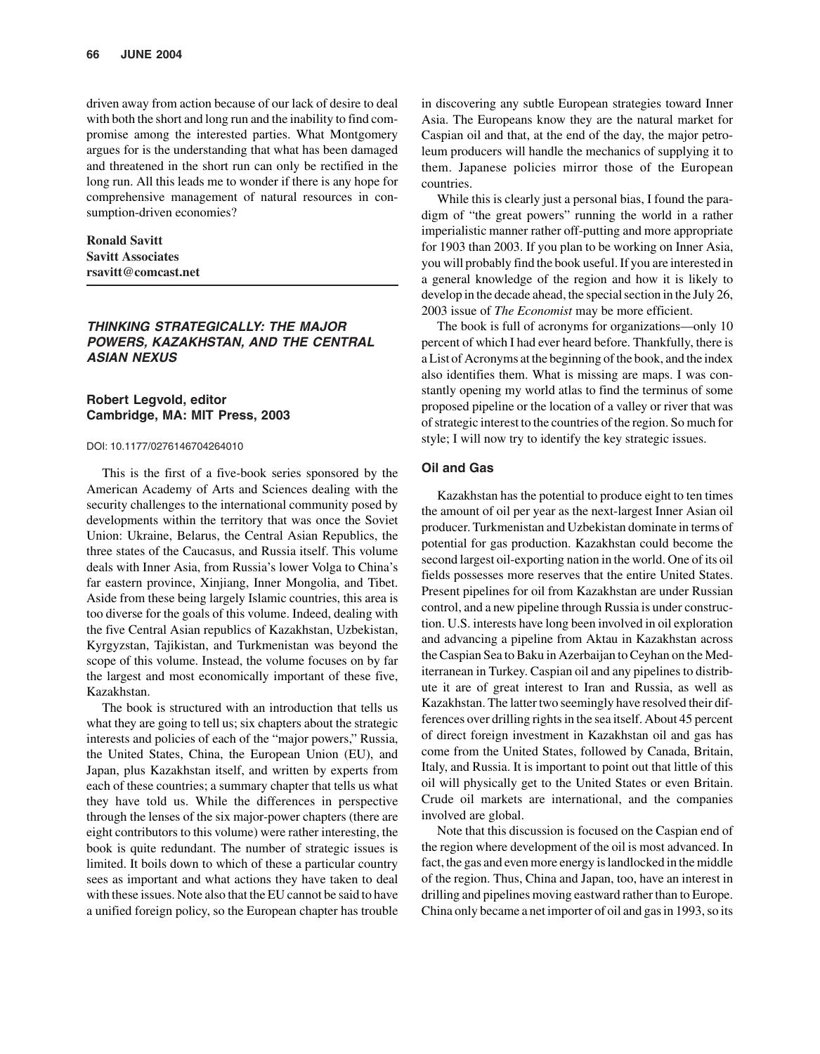driven away from action because of our lack of desire to deal with both the short and long run and the inability to find compromise among the interested parties. What Montgomery argues for is the understanding that what has been damaged and threatened in the short run can only be rectified in the long run. All this leads me to wonder if there is any hope for comprehensive management of natural resources in consumption-driven economies?

**Ronald Savitt**
**Savitt Associates**
**rsavitt@comcast.net**

---

## *THINKING STRATEGICALLY: THE MAJOR POWERS, KAZAKHSTAN, AND THE CENTRAL ASIAN NEXUS*

**Robert Legvold, editor**
**Cambridge, MA: MIT Press, 2003**

DOI: 10.1177/0276146704264010

This is the first of a five-book series sponsored by the American Academy of Arts and Sciences dealing with the security challenges to the international community posed by developments within the territory that was once the Soviet Union: Ukraine, Belarus, the Central Asian Republics, the three states of the Caucasus, and Russia itself. This volume deals with Inner Asia, from Russia's lower Volga to China's far eastern province, Xinjiang, Inner Mongolia, and Tibet. Aside from these being largely Islamic countries, this area is too diverse for the goals of this volume. Indeed, dealing with the five Central Asian republics of Kazakhstan, Uzbekistan, Kyrgyzstan, Tajikistan, and Turkmenistan was beyond the scope of this volume. Instead, the volume focuses on by far the largest and most economically important of these five, Kazakhstan.

The book is structured with an introduction that tells us what they are going to tell us; six chapters about the strategic interests and policies of each of the "major powers," Russia, the United States, China, the European Union (EU), and Japan, plus Kazakhstan itself, and written by experts from each of these countries; a summary chapter that tells us what they have told us. While the differences in perspective through the lenses of the six major-power chapters (there are eight contributors to this volume) were rather interesting, the book is quite redundant. The number of strategic issues is limited. It boils down to which of these a particular country sees as important and what actions they have taken to deal with these issues. Note also that the EU cannot be said to have a unified foreign policy, so the European chapter has trouble in discovering any subtle European strategies toward Inner Asia. The Europeans know they are the natural market for Caspian oil and that, at the end of the day, the major petroleum producers will handle the mechanics of supplying it to them. Japanese policies mirror those of the European countries.

While this is clearly just a personal bias, I found the paradigm of "the great powers" running the world in a rather imperialistic manner rather off-putting and more appropriate for 1903 than 2003. If you plan to be working on Inner Asia, you will probably find the book useful. If you are interested in a general knowledge of the region and how it is likely to develop in the decade ahead, the special section in the July 26, 2003 issue of *The Economist* may be more efficient.

The book is full of acronyms for organizations—only 10 percent of which I had ever heard before. Thankfully, there is a List of Acronyms at the beginning of the book, and the index also identifies them. What is missing are maps. I was constantly opening my world atlas to find the terminus of some proposed pipeline or the location of a valley or river that was of strategic interest to the countries of the region. So much for style; I will now try to identify the key strategic issues.

### Oil and Gas

Kazakhstan has the potential to produce eight to ten times the amount of oil per year as the next-largest Inner Asian oil producer. Turkmenistan and Uzbekistan dominate in terms of potential for gas production. Kazakhstan could become the second largest oil-exporting nation in the world. One of its oil fields possesses more reserves that the entire United States. Present pipelines for oil from Kazakhstan are under Russian control, and a new pipeline through Russia is under construction. U.S. interests have long been involved in oil exploration and advancing a pipeline from Aktau in Kazakhstan across the Caspian Sea to Baku in Azerbaijan to Ceyhan on the Mediterranean in Turkey. Caspian oil and any pipelines to distribute it are of great interest to Iran and Russia, as well as Kazakhstan. The latter two seemingly have resolved their differences over drilling rights in the sea itself. About 45 percent of direct foreign investment in Kazakhstan oil and gas has come from the United States, followed by Canada, Britain, Italy, and Russia. It is important to point out that little of this oil will physically get to the United States or even Britain. Crude oil markets are international, and the companies involved are global.

Note that this discussion is focused on the Caspian end of the region where development of the oil is most advanced. In fact, the gas and even more energy is landlocked in the middle of the region. Thus, China and Japan, too, have an interest in drilling and pipelines moving eastward rather than to Europe. China only became a net importer of oil and gas in 1993, so its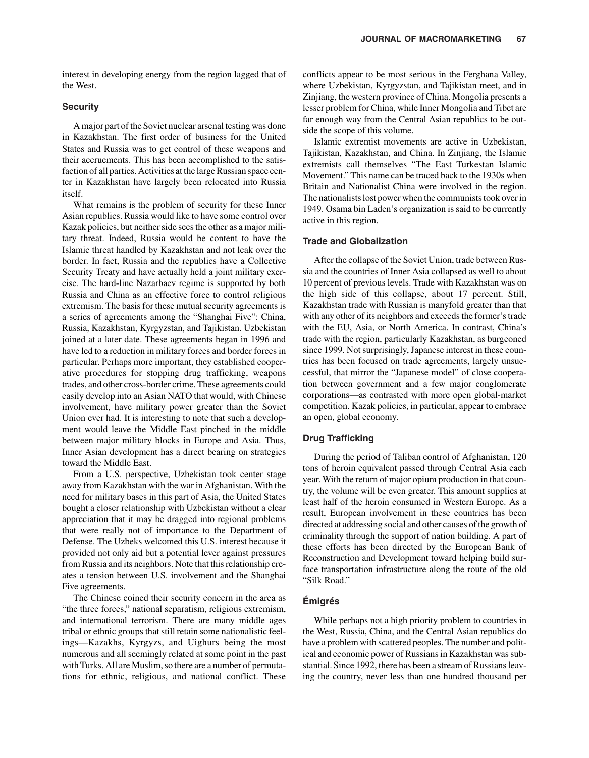interest in developing energy from the region lagged that of the West.

### Security

A major part of the Soviet nuclear arsenal testing was done in Kazakhstan. The first order of business for the United States and Russia was to get control of these weapons and their accruements. This has been accomplished to the satisfaction of all parties. Activities at the large Russian space center in Kazakhstan have largely been relocated into Russia itself.

What remains is the problem of security for these Inner Asian republics. Russia would like to have some control over Kazak policies, but neither side sees the other as a major military threat. Indeed, Russia would be content to have the Islamic threat handled by Kazakhstan and not leak over the border. In fact, Russia and the republics have a Collective Security Treaty and have actually held a joint military exercise. The hard-line Nazarbaev regime is supported by both Russia and China as an effective force to control religious extremism. The basis for these mutual security agreements is a series of agreements among the "Shanghai Five": China, Russia, Kazakhstan, Kyrgyzstan, and Tajikistan. Uzbekistan joined at a later date. These agreements began in 1996 and have led to a reduction in military forces and border forces in particular. Perhaps more important, they established cooperative procedures for stopping drug trafficking, weapons trades, and other cross-border crime. These agreements could easily develop into an Asian NATO that would, with Chinese involvement, have military power greater than the Soviet Union ever had. It is interesting to note that such a development would leave the Middle East pinched in the middle between major military blocks in Europe and Asia. Thus, Inner Asian development has a direct bearing on strategies toward the Middle East.

From a U.S. perspective, Uzbekistan took center stage away from Kazakhstan with the war in Afghanistan. With the need for military bases in this part of Asia, the United States bought a closer relationship with Uzbekistan without a clear appreciation that it may be dragged into regional problems that were really not of importance to the Department of Defense. The Uzbeks welcomed this U.S. interest because it provided not only aid but a potential lever against pressures from Russia and its neighbors. Note that this relationship creates a tension between U.S. involvement and the Shanghai Five agreements.

The Chinese coined their security concern in the area as "the three forces," national separatism, religious extremism, and international terrorism. There are many middle ages tribal or ethnic groups that still retain some nationalistic feelings—Kazakhs, Kyrgyzs, and Uighurs being the most numerous and all seemingly related at some point in the past with Turks. All are Muslim, so there are a number of permutations for ethnic, religious, and national conflict. These conflicts appear to be most serious in the Ferghana Valley, where Uzbekistan, Kyrgyzstan, and Tajikistan meet, and in Zinjiang, the western province of China. Mongolia presents a lesser problem for China, while Inner Mongolia and Tibet are far enough way from the Central Asian republics to be outside the scope of this volume.

Islamic extremist movements are active in Uzbekistan, Tajikistan, Kazakhstan, and China. In Zinjiang, the Islamic extremists call themselves "The East Turkestan Islamic Movement." This name can be traced back to the 1930s when Britain and Nationalist China were involved in the region. The nationalists lost power when the communists took over in 1949. Osama bin Laden's organization is said to be currently active in this region.

### Trade and Globalization

After the collapse of the Soviet Union, trade between Russia and the countries of Inner Asia collapsed as well to about 10 percent of previous levels. Trade with Kazakhstan was on the high side of this collapse, about 17 percent. Still, Kazakhstan trade with Russian is manyfold greater than that with any other of its neighbors and exceeds the former's trade with the EU, Asia, or North America. In contrast, China's trade with the region, particularly Kazakhstan, as burgeoned since 1999. Not surprisingly, Japanese interest in these countries has been focused on trade agreements, largely unsuccessful, that mirror the "Japanese model" of close cooperation between government and a few major conglomerate corporations—as contrasted with more open global-market competition. Kazak policies, in particular, appear to embrace an open, global economy.

### Drug Trafficking

During the period of Taliban control of Afghanistan, 120 tons of heroin equivalent passed through Central Asia each year. With the return of major opium production in that country, the volume will be even greater. This amount supplies at least half of the heroin consumed in Western Europe. As a result, European involvement in these countries has been directed at addressing social and other causes of the growth of criminality through the support of nation building. A part of these efforts has been directed by the European Bank of Reconstruction and Development toward helping build surface transportation infrastructure along the route of the old "Silk Road."

### Émigrés

While perhaps not a high priority problem to countries in the West, Russia, China, and the Central Asian republics do have a problem with scattered peoples. The number and political and economic power of Russians in Kazakhstan was substantial. Since 1992, there has been a stream of Russians leaving the country, never less than one hundred thousand per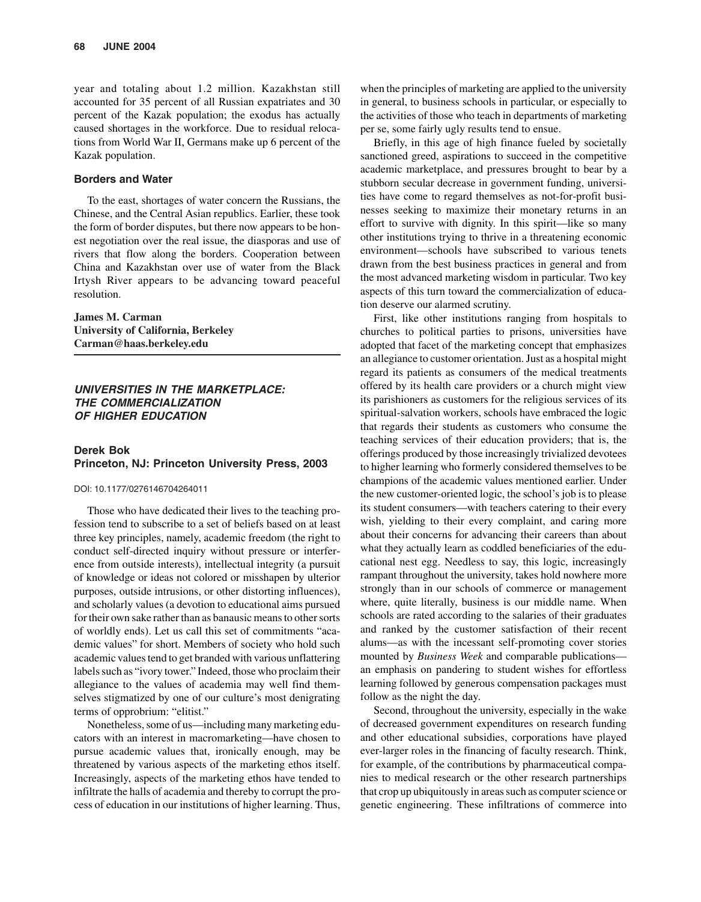year and totaling about 1.2 million. Kazakhstan still accounted for 35 percent of all Russian expatriates and 30 percent of the Kazak population; the exodus has actually caused shortages in the workforce. Due to residual relocations from World War II, Germans make up 6 percent of the Kazak population.

### Borders and Water

To the east, shortages of water concern the Russians, the Chinese, and the Central Asian republics. Earlier, these took the form of border disputes, but there now appears to be honest negotiation over the real issue, the diasporas and use of rivers that flow along the borders. Cooperation between China and Kazakhstan over use of water from the Black Irtysh River appears to be advancing toward peaceful resolution.

**James M. Carman**
**University of California, Berkeley**
**Carman@haas.berkeley.edu**

---

## *UNIVERSITIES IN THE MARKETPLACE: THE COMMERCIALIZATION OF HIGHER EDUCATION*

### Derek Bok
### Princeton, NJ: Princeton University Press, 2003

DOI: 10.1177/0276146704264011

Those who have dedicated their lives to the teaching profession tend to subscribe to a set of beliefs based on at least three key principles, namely, academic freedom (the right to conduct self-directed inquiry without pressure or interference from outside interests), intellectual integrity (a pursuit of knowledge or ideas not colored or misshapen by ulterior purposes, outside intrusions, or other distorting influences), and scholarly values (a devotion to educational aims pursued for their own sake rather than as banausic means to other sorts of worldly ends). Let us call this set of commitments "academic values" for short. Members of society who hold such academic values tend to get branded with various unflattering labels such as "ivory tower." Indeed, those who proclaim their allegiance to the values of academia may well find themselves stigmatized by one of our culture's most denigrating terms of opprobrium: "elitist."

Nonetheless, some of us—including many marketing educators with an interest in macromarketing—have chosen to pursue academic values that, ironically enough, may be threatened by various aspects of the marketing ethos itself. Increasingly, aspects of the marketing ethos have tended to infiltrate the halls of academia and thereby to corrupt the process of education in our institutions of higher learning. Thus, when the principles of marketing are applied to the university in general, to business schools in particular, or especially to the activities of those who teach in departments of marketing per se, some fairly ugly results tend to ensue.

Briefly, in this age of high finance fueled by societally sanctioned greed, aspirations to succeed in the competitive academic marketplace, and pressures brought to bear by a stubborn secular decrease in government funding, universities have come to regard themselves as not-for-profit businesses seeking to maximize their monetary returns in an effort to survive with dignity. In this spirit—like so many other institutions trying to thrive in a threatening economic environment—schools have subscribed to various tenets drawn from the best business practices in general and from the most advanced marketing wisdom in particular. Two key aspects of this turn toward the commercialization of education deserve our alarmed scrutiny.

First, like other institutions ranging from hospitals to churches to political parties to prisons, universities have adopted that facet of the marketing concept that emphasizes an allegiance to customer orientation. Just as a hospital might regard its patients as consumers of the medical treatments offered by its health care providers or a church might view its parishioners as customers for the religious services of its spiritual-salvation workers, schools have embraced the logic that regards their students as customers who consume the teaching services of their education providers; that is, the offerings produced by those increasingly trivialized devotees to higher learning who formerly considered themselves to be champions of the academic values mentioned earlier. Under the new customer-oriented logic, the school's job is to please its student consumers—with teachers catering to their every wish, yielding to their every complaint, and caring more about their concerns for advancing their careers than about what they actually learn as coddled beneficiaries of the educational nest egg. Needless to say, this logic, increasingly rampant throughout the university, takes hold nowhere more strongly than in our schools of commerce or management where, quite literally, business is our middle name. When schools are rated according to the salaries of their graduates and ranked by the customer satisfaction of their recent alums—as with the incessant self-promoting cover stories mounted by *Business Week* and comparable publications—an emphasis on pandering to student wishes for effortless learning followed by generous compensation packages must follow as the night the day.

Second, throughout the university, especially in the wake of decreased government expenditures on research funding and other educational subsidies, corporations have played ever-larger roles in the financing of faculty research. Think, for example, of the contributions by pharmaceutical companies to medical research or the other research partnerships that crop up ubiquitously in areas such as computer science or genetic engineering. These infiltrations of commerce into